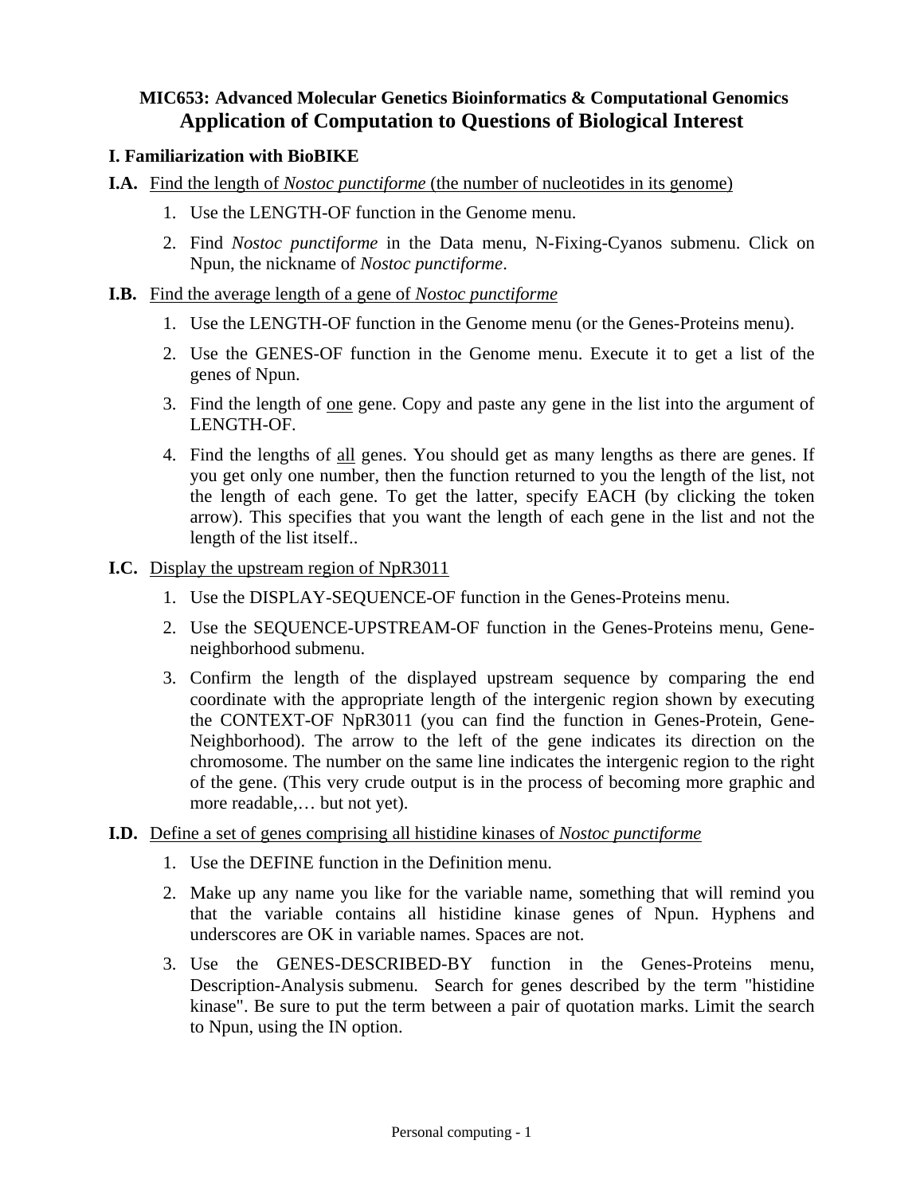**MIC653: Advanced Molecular Genetics Bioinformatics & Computational Genomics**

# Application of Computation to Questions of Biological Interest

## I. Familiarization with BioBIKE

**I.A.** Find the length of *Nostoc punctiforme* (the number of nucleotides in its genome)

1. Use the LENGTH-OF function in the Genome menu.
2. Find *Nostoc punctiforme* in the Data menu, N-Fixing-Cyanos submenu. Click on Npun, the nickname of *Nostoc punctiforme*.

**I.B.** Find the average length of a gene of *Nostoc punctiforme*

1. Use the LENGTH-OF function in the Genome menu (or the Genes-Proteins menu).
2. Use the GENES-OF function in the Genome menu. Execute it to get a list of the genes of Npun.
3. Find the length of one gene. Copy and paste any gene in the list into the argument of LENGTH-OF.
4. Find the lengths of all genes. You should get as many lengths as there are genes. If you get only one number, then the function returned to you the length of the list, not the length of each gene. To get the latter, specify EACH (by clicking the token arrow). This specifies that you want the length of each gene in the list and not the length of the list itself..

**I.C.** Display the upstream region of NpR3011

1. Use the DISPLAY-SEQUENCE-OF function in the Genes-Proteins menu.
2. Use the SEQUENCE-UPSTREAM-OF function in the Genes-Proteins menu, Gene-neighborhood submenu.
3. Confirm the length of the displayed upstream sequence by comparing the end coordinate with the appropriate length of the intergenic region shown by executing the CONTEXT-OF NpR3011 (you can find the function in Genes-Protein, Gene-Neighborhood). The arrow to the left of the gene indicates its direction on the chromosome. The number on the same line indicates the intergenic region to the right of the gene. (This very crude output is in the process of becoming more graphic and more readable,… but not yet).

**I.D.** Define a set of genes comprising all histidine kinases of *Nostoc punctiforme*

1. Use the DEFINE function in the Definition menu.
2. Make up any name you like for the variable name, something that will remind you that the variable contains all histidine kinase genes of Npun. Hyphens and underscores are OK in variable names. Spaces are not.
3. Use the GENES-DESCRIBED-BY function in the Genes-Proteins menu, Description-Analysis submenu. Search for genes described by the term "histidine kinase". Be sure to put the term between a pair of quotation marks. Limit the search to Npun, using the IN option.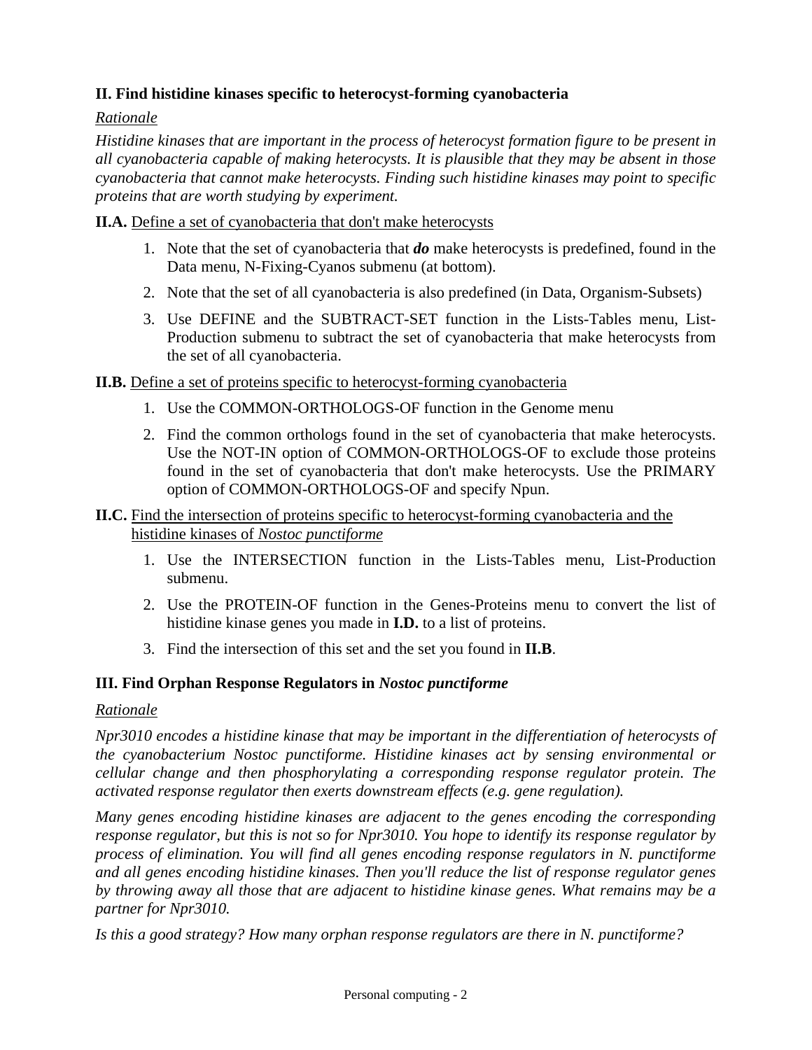## II. Find histidine kinases specific to heterocyst-forming cyanobacteria

*Rationale*

*Histidine kinases that are important in the process of heterocyst formation figure to be present in all cyanobacteria capable of making heterocysts. It is plausible that they may be absent in those cyanobacteria that cannot make heterocysts. Finding such histidine kinases may point to specific proteins that are worth studying by experiment.*

**II.A.** Define a set of cyanobacteria that don't make heterocysts

1. Note that the set of cyanobacteria that ***do*** make heterocysts is predefined, found in the Data menu, N-Fixing-Cyanos submenu (at bottom).
2. Note that the set of all cyanobacteria is also predefined (in Data, Organism-Subsets)
3. Use DEFINE and the SUBTRACT-SET function in the Lists-Tables menu, List-Production submenu to subtract the set of cyanobacteria that make heterocysts from the set of all cyanobacteria.

**II.B.** Define a set of proteins specific to heterocyst-forming cyanobacteria

1. Use the COMMON-ORTHOLOGS-OF function in the Genome menu
2. Find the common orthologs found in the set of cyanobacteria that make heterocysts. Use the NOT-IN option of COMMON-ORTHOLOGS-OF to exclude those proteins found in the set of cyanobacteria that don't make heterocysts. Use the PRIMARY option of COMMON-ORTHOLOGS-OF and specify Npun.

**II.C.** Find the intersection of proteins specific to heterocyst-forming cyanobacteria and the histidine kinases of *Nostoc punctiforme*

1. Use the INTERSECTION function in the Lists-Tables menu, List-Production submenu.
2. Use the PROTEIN-OF function in the Genes-Proteins menu to convert the list of histidine kinase genes you made in **I.D.** to a list of proteins.
3. Find the intersection of this set and the set you found in **II.B**.

## III. Find Orphan Response Regulators in *Nostoc punctiforme*

*Rationale*

*Npr3010 encodes a histidine kinase that may be important in the differentiation of heterocysts of the cyanobacterium Nostoc punctiforme. Histidine kinases act by sensing environmental or cellular change and then phosphorylating a corresponding response regulator protein. The activated response regulator then exerts downstream effects (e.g. gene regulation).*

*Many genes encoding histidine kinases are adjacent to the genes encoding the corresponding response regulator, but this is not so for Npr3010. You hope to identify its response regulator by process of elimination. You will find all genes encoding response regulators in N. punctiforme and all genes encoding histidine kinases. Then you'll reduce the list of response regulator genes by throwing away all those that are adjacent to histidine kinase genes. What remains may be a partner for Npr3010.*

*Is this a good strategy? How many orphan response regulators are there in N. punctiforme?*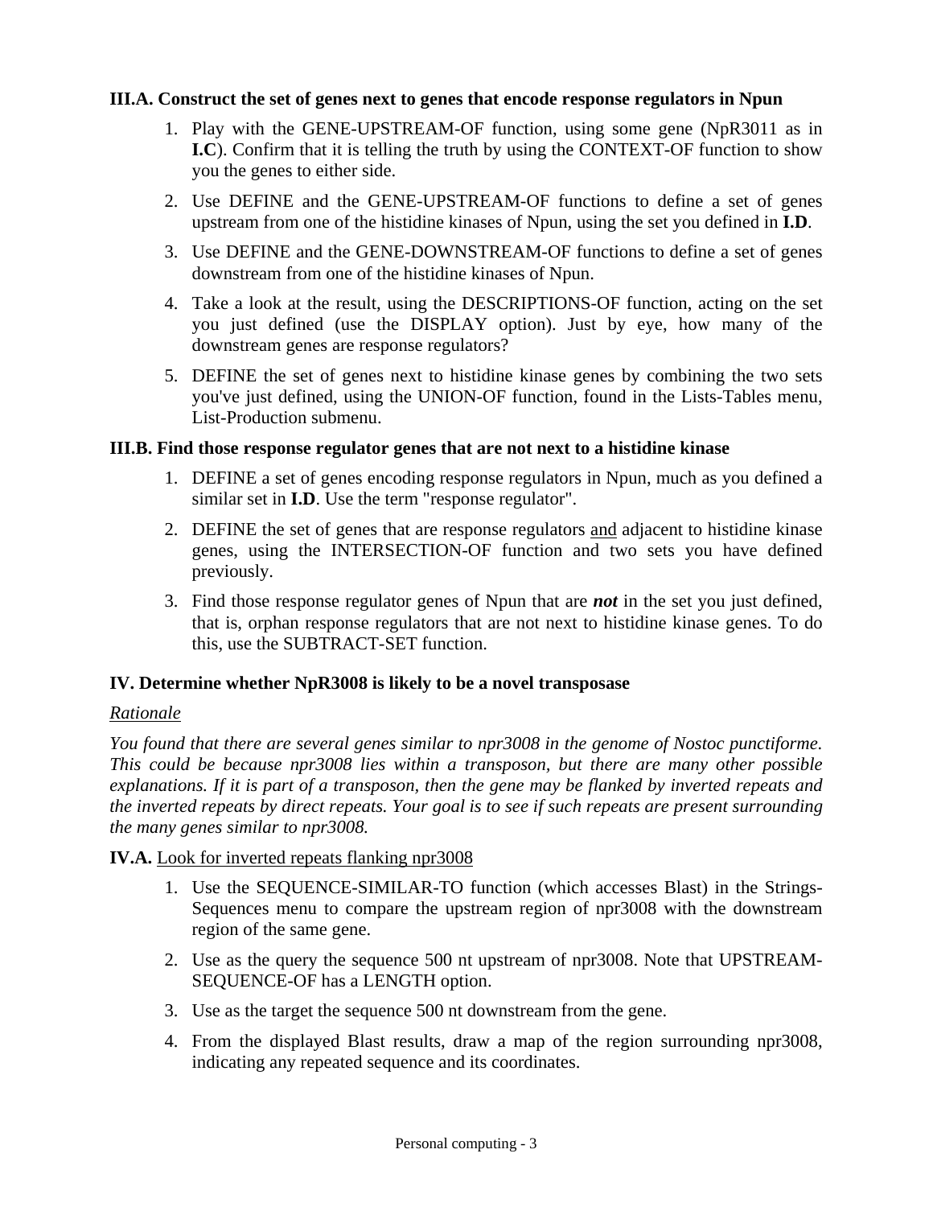**III.A. Construct the set of genes next to genes that encode response regulators in Npun**

1. Play with the GENE-UPSTREAM-OF function, using some gene (NpR3011 as in **I.C**). Confirm that it is telling the truth by using the CONTEXT-OF function to show you the genes to either side.
2. Use DEFINE and the GENE-UPSTREAM-OF functions to define a set of genes upstream from one of the histidine kinases of Npun, using the set you defined in **I.D**.
3. Use DEFINE and the GENE-DOWNSTREAM-OF functions to define a set of genes downstream from one of the histidine kinases of Npun.
4. Take a look at the result, using the DESCRIPTIONS-OF function, acting on the set you just defined (use the DISPLAY option). Just by eye, how many of the downstream genes are response regulators?
5. DEFINE the set of genes next to histidine kinase genes by combining the two sets you've just defined, using the UNION-OF function, found in the Lists-Tables menu, List-Production submenu.

**III.B. Find those response regulator genes that are not next to a histidine kinase**

1. DEFINE a set of genes encoding response regulators in Npun, much as you defined a similar set in **I.D**. Use the term "response regulator".
2. DEFINE the set of genes that are response regulators <u>and</u> adjacent to histidine kinase genes, using the INTERSECTION-OF function and two sets you have defined previously.
3. Find those response regulator genes of Npun that are ***not*** in the set you just defined, that is, orphan response regulators that are not next to histidine kinase genes. To do this, use the SUBTRACT-SET function.

**IV. Determine whether NpR3008 is likely to be a novel transposase**

<u>*Rationale*</u>

*You found that there are several genes similar to npr3008 in the genome of Nostoc punctiforme. This could be because npr3008 lies within a transposon, but there are many other possible explanations. If it is part of a transposon, then the gene may be flanked by inverted repeats and the inverted repeats by direct repeats. Your goal is to see if such repeats are present surrounding the many genes similar to npr3008.*

**IV.A.** <u>Look for inverted repeats flanking npr3008</u>

1. Use the SEQUENCE-SIMILAR-TO function (which accesses Blast) in the Strings-Sequences menu to compare the upstream region of npr3008 with the downstream region of the same gene.
2. Use as the query the sequence 500 nt upstream of npr3008. Note that UPSTREAM-SEQUENCE-OF has a LENGTH option.
3. Use as the target the sequence 500 nt downstream from the gene.
4. From the displayed Blast results, draw a map of the region surrounding npr3008, indicating any repeated sequence and its coordinates.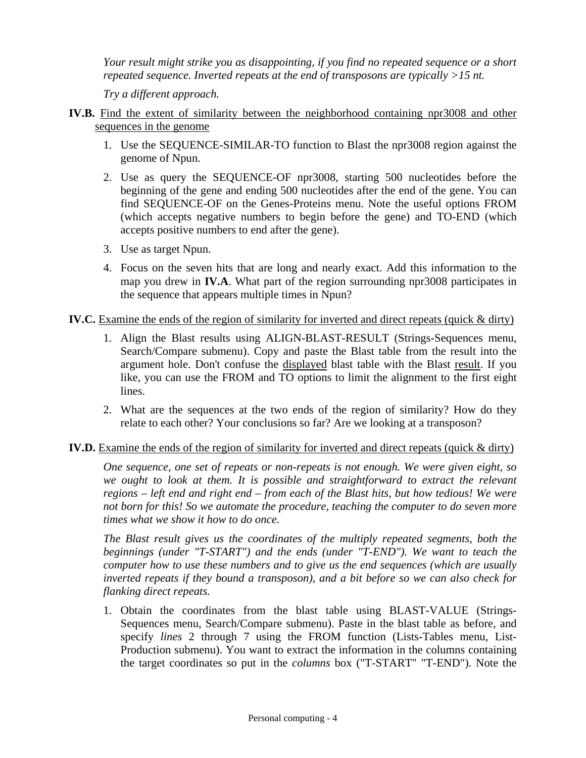*Your result might strike you as disappointing, if you find no repeated sequence or a short repeated sequence. Inverted repeats at the end of transposons are typically >15 nt.*

*Try a different approach.*

**IV.B.** Find the extent of similarity between the neighborhood containing npr3008 and other sequences in the genome

1. Use the SEQUENCE-SIMILAR-TO function to Blast the npr3008 region against the genome of Npun.
2. Use as query the SEQUENCE-OF npr3008, starting 500 nucleotides before the beginning of the gene and ending 500 nucleotides after the end of the gene. You can find SEQUENCE-OF on the Genes-Proteins menu. Note the useful options FROM (which accepts negative numbers to begin before the gene) and TO-END (which accepts positive numbers to end after the gene).
3. Use as target Npun.
4. Focus on the seven hits that are long and nearly exact. Add this information to the map you drew in **IV.A**. What part of the region surrounding npr3008 participates in the sequence that appears multiple times in Npun?

**IV.C.** Examine the ends of the region of similarity for inverted and direct repeats (quick & dirty)

1. Align the Blast results using ALIGN-BLAST-RESULT (Strings-Sequences menu, Search/Compare submenu). Copy and paste the Blast table from the result into the argument hole. Don't confuse the displayed blast table with the Blast result. If you like, you can use the FROM and TO options to limit the alignment to the first eight lines.
2. What are the sequences at the two ends of the region of similarity? How do they relate to each other? Your conclusions so far? Are we looking at a transposon?

**IV.D.** Examine the ends of the region of similarity for inverted and direct repeats (quick & dirty)

*One sequence, one set of repeats or non-repeats is not enough. We were given eight, so we ought to look at them. It is possible and straightforward to extract the relevant regions – left end and right end – from each of the Blast hits, but how tedious! We were not born for this! So we automate the procedure, teaching the computer to do seven more times what we show it how to do once.*

*The Blast result gives us the coordinates of the multiply repeated segments, both the beginnings (under "T-START") and the ends (under "T-END"). We want to teach the computer how to use these numbers and to give us the end sequences (which are usually inverted repeats if they bound a transposon), and a bit before so we can also check for flanking direct repeats.*

1. Obtain the coordinates from the blast table using BLAST-VALUE (Strings-Sequences menu, Search/Compare submenu). Paste in the blast table as before, and specify *lines* 2 through 7 using the FROM function (Lists-Tables menu, List-Production submenu). You want to extract the information in the columns containing the target coordinates so put in the *columns* box ("T-START" "T-END"). Note the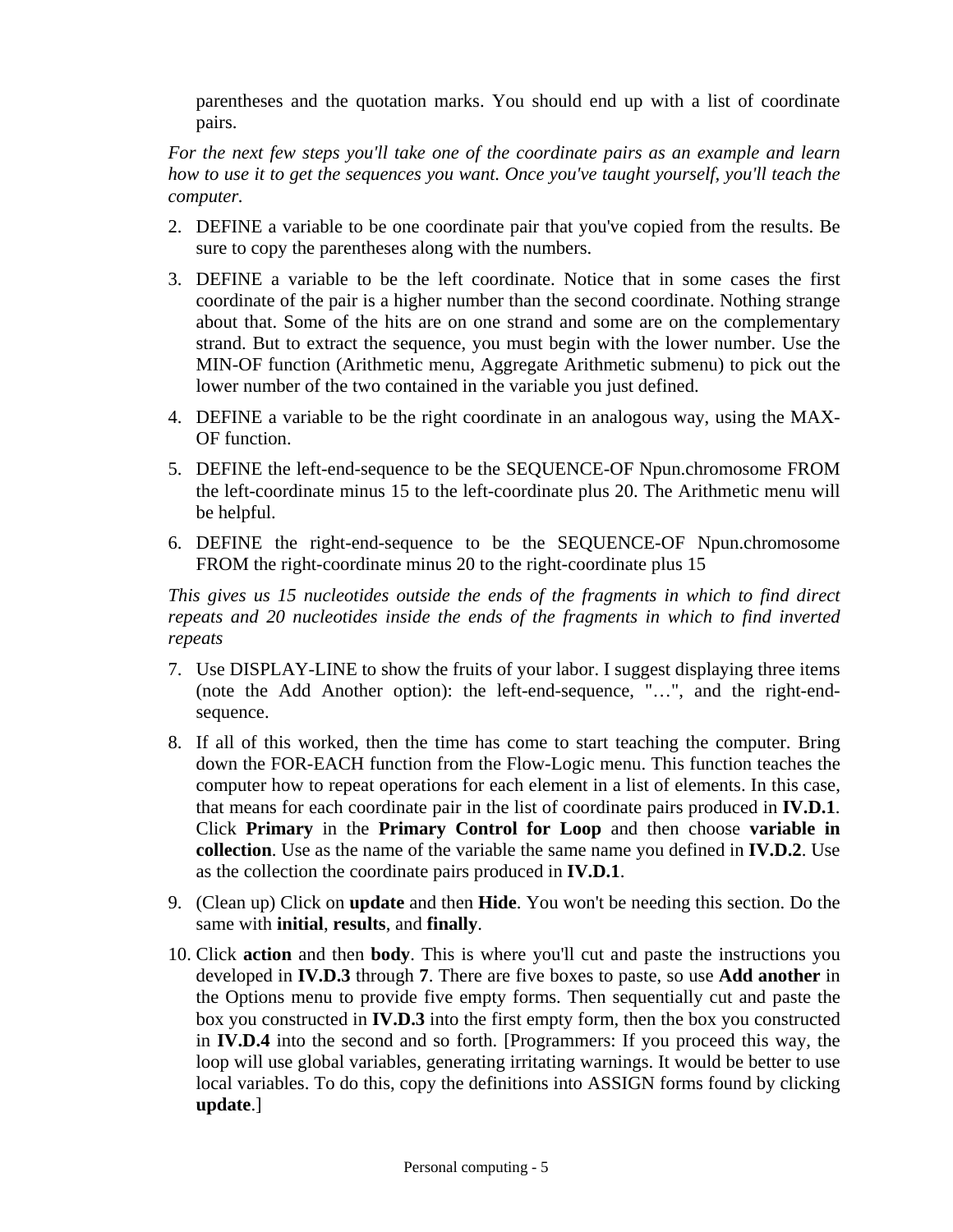parentheses and the quotation marks. You should end up with a list of coordinate pairs.

*For the next few steps you'll take one of the coordinate pairs as an example and learn how to use it to get the sequences you want. Once you've taught yourself, you'll teach the computer.*

2. DEFINE a variable to be one coordinate pair that you've copied from the results. Be sure to copy the parentheses along with the numbers.
3. DEFINE a variable to be the left coordinate. Notice that in some cases the first coordinate of the pair is a higher number than the second coordinate. Nothing strange about that. Some of the hits are on one strand and some are on the complementary strand. But to extract the sequence, you must begin with the lower number. Use the MIN-OF function (Arithmetic menu, Aggregate Arithmetic submenu) to pick out the lower number of the two contained in the variable you just defined.
4. DEFINE a variable to be the right coordinate in an analogous way, using the MAX-OF function.
5. DEFINE the left-end-sequence to be the SEQUENCE-OF Npun.chromosome FROM the left-coordinate minus 15 to the left-coordinate plus 20. The Arithmetic menu will be helpful.
6. DEFINE the right-end-sequence to be the SEQUENCE-OF Npun.chromosome FROM the right-coordinate minus 20 to the right-coordinate plus 15

*This gives us 15 nucleotides outside the ends of the fragments in which to find direct repeats and 20 nucleotides inside the ends of the fragments in which to find inverted repeats*

7. Use DISPLAY-LINE to show the fruits of your labor. I suggest displaying three items (note the Add Another option): the left-end-sequence, "…", and the right-end-sequence.
8. If all of this worked, then the time has come to start teaching the computer. Bring down the FOR-EACH function from the Flow-Logic menu. This function teaches the computer how to repeat operations for each element in a list of elements. In this case, that means for each coordinate pair in the list of coordinate pairs produced in **IV.D.1**. Click **Primary** in the **Primary Control for Loop** and then choose **variable in collection**. Use as the name of the variable the same name you defined in **IV.D.2**. Use as the collection the coordinate pairs produced in **IV.D.1**.
9. (Clean up) Click on **update** and then **Hide**. You won't be needing this section. Do the same with **initial**, **results**, and **finally**.
10. Click **action** and then **body**. This is where you'll cut and paste the instructions you developed in **IV.D.3** through **7**. There are five boxes to paste, so use **Add another** in the Options menu to provide five empty forms. Then sequentially cut and paste the box you constructed in **IV.D.3** into the first empty form, then the box you constructed in **IV.D.4** into the second and so forth. [Programmers: If you proceed this way, the loop will use global variables, generating irritating warnings. It would be better to use local variables. To do this, copy the definitions into ASSIGN forms found by clicking **update**.]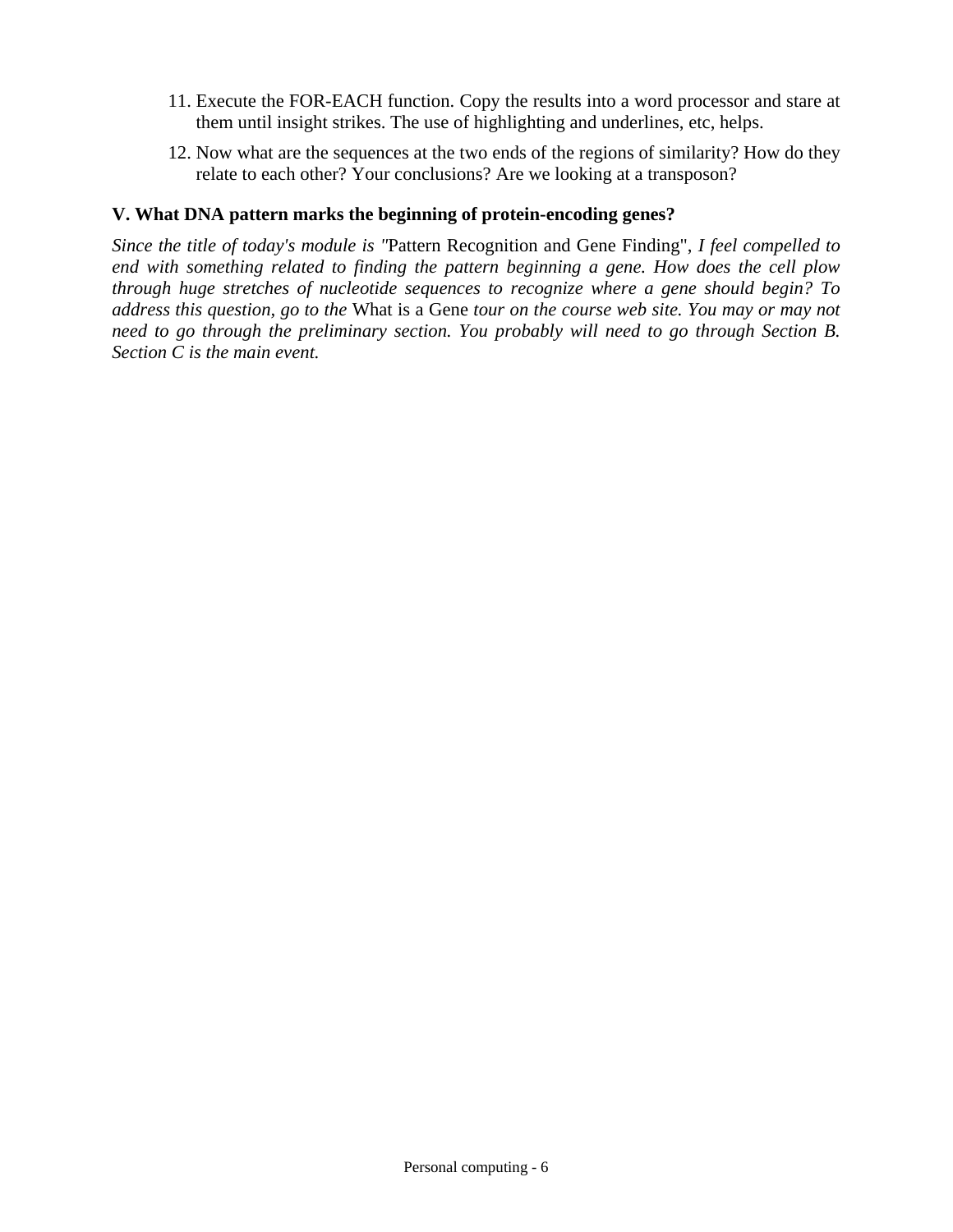11. Execute the FOR-EACH function. Copy the results into a word processor and stare at them until insight strikes. The use of highlighting and underlines, etc, helps.
12. Now what are the sequences at the two ends of the regions of similarity? How do they relate to each other? Your conclusions? Are we looking at a transposon?

## V. What DNA pattern marks the beginning of protein-encoding genes?

*Since the title of today's module is "*Pattern Recognition and Gene Finding", *I feel compelled to end with something related to finding the pattern beginning a gene. How does the cell plow through huge stretches of nucleotide sequences to recognize where a gene should begin? To address this question, go to the* What is a Gene *tour on the course web site. You may or may not need to go through the preliminary section. You probably will need to go through Section B. Section C is the main event.*